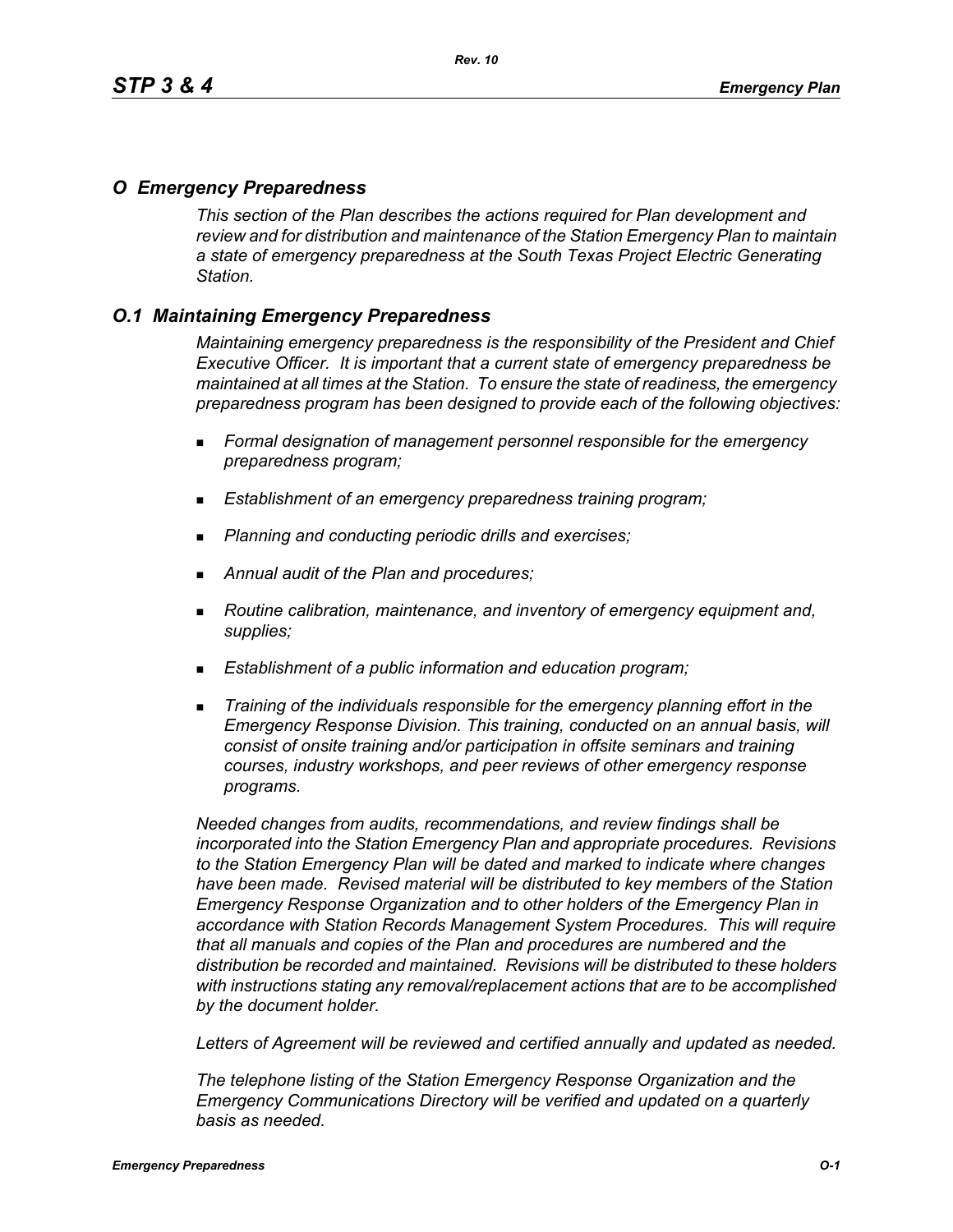## *O Emergency Preparedness*

*This section of the Plan describes the actions required for Plan development and review and for distribution and maintenance of the Station Emergency Plan to maintain a state of emergency preparedness at the South Texas Project Electric Generating Station.*

## *O.1 Maintaining Emergency Preparedness*

*Maintaining emergency preparedness is the responsibility of the President and Chief Executive Officer. It is important that a current state of emergency preparedness be maintained at all times at the Station. To ensure the state of readiness, the emergency preparedness program has been designed to provide each of the following objectives:*

- *Formal designation of management personnel responsible for the emergency preparedness program;*
- *Establishment of an emergency preparedness training program;*
- *Planning and conducting periodic drills and exercises;*
- *Annual audit of the Plan and procedures;*
- *Routine calibration, maintenance, and inventory of emergency equipment and, supplies;*
- *Establishment of a public information and education program;*
- *Training of the individuals responsible for the emergency planning effort in the Emergency Response Division. This training, conducted on an annual basis, will consist of onsite training and/or participation in offsite seminars and training courses, industry workshops, and peer reviews of other emergency response programs.*

*Needed changes from audits, recommendations, and review findings shall be incorporated into the Station Emergency Plan and appropriate procedures. Revisions to the Station Emergency Plan will be dated and marked to indicate where changes have been made. Revised material will be distributed to key members of the Station Emergency Response Organization and to other holders of the Emergency Plan in accordance with Station Records Management System Procedures. This will require that all manuals and copies of the Plan and procedures are numbered and the distribution be recorded and maintained. Revisions will be distributed to these holders with instructions stating any removal/replacement actions that are to be accomplished by the document holder.*

*Letters of Agreement will be reviewed and certified annually and updated as needed.*

*The telephone listing of the Station Emergency Response Organization and the Emergency Communications Directory will be verified and updated on a quarterly basis as needed.*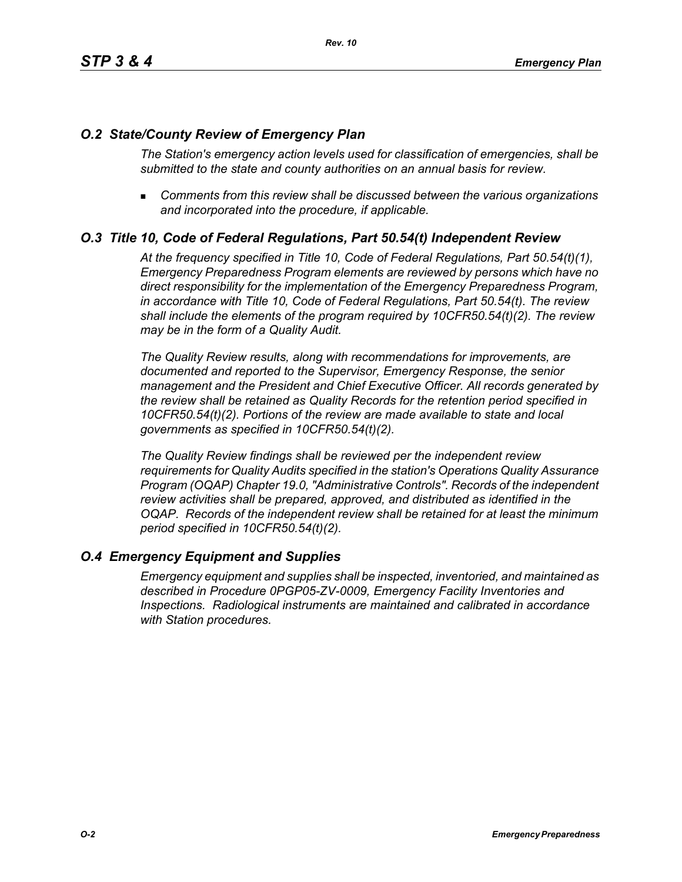## *O.2 State/County Review of Emergency Plan*

*The Station's emergency action levels used for classification of emergencies, shall be submitted to the state and county authorities on an annual basis for review.*

- *Comments from this review shall be discussed between the various organizations and incorporated into the procedure, if applicable.*

## *O.3 Title 10, Code of Federal Regulations, Part 50.54(t) Independent Review*

*At the frequency specified in Title 10, Code of Federal Regulations, Part 50.54(t)(1), Emergency Preparedness Program elements are reviewed by persons which have no direct responsibility for the implementation of the Emergency Preparedness Program, in accordance with Title 10, Code of Federal Regulations, Part 50.54(t). The review shall include the elements of the program required by 10CFR50.54(t)(2). The review may be in the form of a Quality Audit.*

*The Quality Review results, along with recommendations for improvements, are documented and reported to the Supervisor, Emergency Response, the senior management and the President and Chief Executive Officer. All records generated by the review shall be retained as Quality Records for the retention period specified in 10CFR50.54(t)(2). Portions of the review are made available to state and local governments as specified in 10CFR50.54(t)(2).*

*The Quality Review findings shall be reviewed per the independent review requirements for Quality Audits specified in the station's Operations Quality Assurance Program (OQAP) Chapter 19.0, "Administrative Controls". Records of the independent review activities shall be prepared, approved, and distributed as identified in the OQAP. Records of the independent review shall be retained for at least the minimum period specified in 10CFR50.54(t)(2).*

## *O.4 Emergency Equipment and Supplies*

*Emergency equipment and supplies shall be inspected, inventoried, and maintained as described in Procedure 0PGP05-ZV-0009, Emergency Facility Inventories and Inspections. Radiological instruments are maintained and calibrated in accordance with Station procedures.*